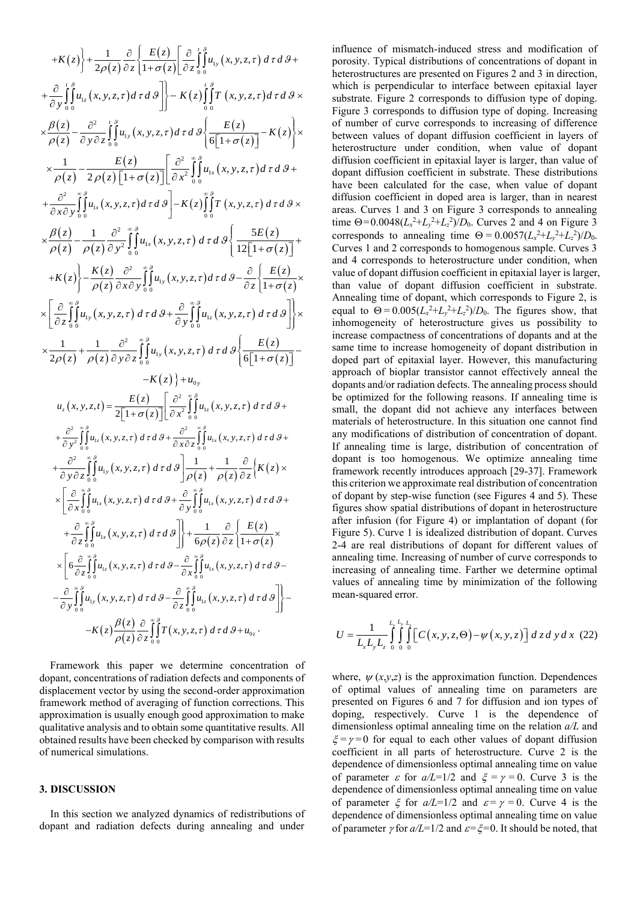$$+K(z)\Big\}+\frac{1}{2\rho(z)}\frac{\partial}{\partial z}\left\{\frac{E(z)}{1+\sigma(z)}\left[\frac{\partial}{\partial z}\int_0^t\int_0^{\vartheta}u_{1y}(x,y,z,\tau)\,d\tau\,d\vartheta+\right.\right.$$

$$\left.\left.+\frac{\partial}{\partial y}\int_0^t\int_0^{\vartheta}u_{1z}(x,y,z,\tau)\,d\tau\,d\vartheta\right]\right\}-K(z)\int_0^t\int_0^{\vartheta}T(x,y,z,\tau)\,d\tau\,d\vartheta\times$$

$$\times\frac{\beta(z)}{\rho(z)}-\frac{\partial^2}{\partial y\partial z}\int_0^t\int_0^{\vartheta}u_{1y}(x,y,z,\tau)\,d\tau\,d\vartheta\left\{\frac{E(z)}{6\left[1+\sigma(z)\right]}-K(z)\right\}\times$$

$$\times\frac{1}{\rho(z)}-\frac{E(z)}{2\rho(z)\left[1+\sigma(z)\right]}\left[\frac{\partial^2}{\partial x^2}\int_0^{\infty}\int_0^{\vartheta}u_{1x}(x,y,z,\tau)\,d\tau\,d\vartheta+\right.$$

$$\left.+\frac{\partial^2}{\partial x\partial y}\int_0^{\infty}\int_0^{\vartheta}u_{1x}(x,y,z,\tau)\,d\tau\,d\vartheta\right]-K(z)\int_0^{\infty}\int_0^{\vartheta}T(x,y,z,\tau)\,d\tau\,d\vartheta\times$$

$$\times\frac{\beta(z)}{\rho(z)}-\frac{1}{\rho(z)}\frac{\partial^2}{\partial y^2}\int_0^{\infty}\int_0^{\vartheta}u_{1x}(x,y,z,\tau)\,d\tau\,d\vartheta\left\{\frac{5E(z)}{12\left[1+\sigma(z)\right]}+\right.$$

$$\left.+K(z)\right\}-\frac{K(z)}{\rho(z)}\frac{\partial^2}{\partial x\partial y}\int_0^{\infty}\int_0^{\vartheta}u_{1y}(x,y,z,\tau)\,d\tau\,d\vartheta-\frac{\partial}{\partial z}\left\{\frac{E(z)}{1+\sigma(z)}\times\right.$$

$$\times\left[\frac{\partial}{\partial z}\int_0^{\infty}\int_0^{\vartheta}u_{1y}(x,y,z,\tau)\,d\tau\,d\vartheta+\frac{\partial}{\partial y}\int_0^{\infty}\int_0^{\vartheta}u_{1z}(x,y,z,\tau)\,d\tau\,d\vartheta\right]\Big\}\times$$

$$\times\frac{1}{2\rho(z)}+\frac{1}{\rho(z)}\frac{\partial^2}{\partial y\partial z}\int_0^{\infty}\int_0^{\vartheta}u_{1y}(x,y,z,\tau)\,d\tau\,d\vartheta\left\{\frac{E(z)}{6\left[1+\sigma(z)\right]}-\right.$$

$$\left.-K(z)\right\}+u_{0y}$$

$$u_z(x,y,z,t)=\frac{E(z)}{2\left[1+\sigma(z)\right]}\left[\frac{\partial^2}{\partial x^2}\int_0^{\infty}\int_0^{\vartheta}u_{1z}(x,y,z,\tau)\,d\tau\,d\vartheta+\right.$$

$$+\frac{\partial^2}{\partial y^2}\int_0^{\infty}\int_0^{\vartheta}u_{1z}(x,y,z,\tau)\,d\tau\,d\vartheta+\frac{\partial^2}{\partial x\partial z}\int_0^{\infty}\int_0^{\vartheta}u_{1x}(x,y,z,\tau)\,d\tau\,d\vartheta+$$

$$\left.+\frac{\partial^2}{\partial y\partial z}\int_0^{\infty}\int_0^{\vartheta}u_{1y}(x,y,z,\tau)\,d\tau\,d\vartheta\right]\frac{1}{\rho(z)}+\frac{1}{\rho(z)}\frac{\partial}{\partial z}\Big\{K(z)\times$$

$$\times\left[\frac{\partial}{\partial x}\int_0^{\infty}\int_0^{\vartheta}u_{1x}(x,y,z,\tau)\,d\tau\,d\vartheta+\frac{\partial}{\partial y}\int_0^{\infty}\int_0^{\vartheta}u_{1x}(x,y,z,\tau)\,d\tau\,d\vartheta+\right.$$

$$\left.\left.+\frac{\partial}{\partial z}\int_0^{\infty}\int_0^{\vartheta}u_{1x}(x,y,z,\tau)\,d\tau\,d\vartheta\right]\right\}+\frac{1}{6\rho(z)}\frac{\partial}{\partial z}\left\{\frac{E(z)}{1+\sigma(z)}\times\right.$$

$$\times\left[6\frac{\partial}{\partial z}\int_0^{\infty}\int_0^{\vartheta}u_{1z}(x,y,z,\tau)\,d\tau\,d\vartheta-\frac{\partial}{\partial x}\int_0^{\infty}\int_0^{\vartheta}u_{1x}(x,y,z,\tau)\,d\tau\,d\vartheta-\right.$$

$$\left.\left.-\frac{\partial}{\partial y}\int_0^{\infty}\int_0^{\vartheta}u_{1y}(x,y,z,\tau)\,d\tau\,d\vartheta-\frac{\partial}{\partial z}\int_0^{\infty}\int_0^{\vartheta}u_{1z}(x,y,z,\tau)\,d\tau\,d\vartheta\right]\right\}-$$

$$-K(z)\frac{\beta(z)}{\rho(z)}\frac{\partial}{\partial z}\int_0^{\infty}\int_0^{\vartheta}T(x,y,z,\tau)\,d\tau\,d\vartheta+u_{0z}.$$

Framework this paper we determine concentration of dopant, concentrations of radiation defects and components of displacement vector by using the second-order approximation framework method of averaging of function corrections. This approximation is usually enough good approximation to make qualitative analysis and to obtain some quantitative results. All obtained results have been checked by comparison with results of numerical simulations.

## 3. DISCUSSION

In this section we analyzed dynamics of redistributions of dopant and radiation defects during annealing and under influence of mismatch-induced stress and modification of porosity. Typical distributions of concentrations of dopant in heterostructures are presented on Figures 2 and 3 in direction, which is perpendicular to interface between epitaxial layer substrate. Figure 2 corresponds to diffusion type of doping. Figure 3 corresponds to diffusion type of doping. Increasing of number of curve corresponds to increasing of difference between values of dopant diffusion coefficient in layers of heterostructure under condition, when value of dopant diffusion coefficient in epitaxial layer is larger, than value of dopant diffusion coefficient in substrate. These distributions have been calculated for the case, when value of dopant diffusion coefficient in doped area is larger, than in nearest areas. Curves 1 and 3 on Figure 3 corresponds to annealing time $\Theta=0.0048(L_x^2+L_y^2+L_z^2)/D_0$. Curves 2 and 4 on Figure 3 corresponds to annealing time $\Theta=0.0057(L_x^2+L_y^2+L_z^2)/D_0$. Curves 1 and 2 corresponds to homogenous sample. Curves 3 and 4 corresponds to heterostructure under condition, when value of dopant diffusion coefficient in epitaxial layer is larger, than value of dopant diffusion coefficient in substrate. Annealing time of dopant, which corresponds to Figure 2, is equal to $\Theta=0.005(L_x^2+L_y^2+L_z^2)/D_0$. The figures show, that inhomogeneity of heterostructure gives us possibility to increase compactness of concentrations of dopants and at the same time to increase homogeneity of dopant distribution in doped part of epitaxial layer. However, this manufacturing approach of bioplar transistor cannot effectively anneal the dopants and/or radiation defects. The annealing process should be optimized for the following reasons. If annealing time is small, the dopant did not achieve any interfaces between materials of heterostructure. In this situation one cannot find any modifications of distribution of concentration of dopant. If annealing time is large, distribution of concentration of dopant is too homogenous. We optimize annealing time framework recently introduces approach [29-37]. Framework this criterion we approximate real distribution of concentration of dopant by step-wise function (see Figures 4 and 5). These figures show spatial distributions of dopant in heterostructure after infusion (for Figure 4) or implantation of dopant (for Figure 5). Curve 1 is idealized distribution of dopant. Curves 2-4 are real distributions of dopant for different values of annealing time. Increasing of number of curve corresponds to increasing of annealing time. Farther we determine optimal values of annealing time by minimization of the following mean-squared error.

$$U=\frac{1}{L_xL_yL_z}\int_0^{L_x}\int_0^{L_y}\int_0^{L_z}\left[C(x,y,z,\Theta)-\psi(x,y,z)\right]dz\,dy\,dx \quad (22)$$

where, $\psi(x,y,z)$ is the approximation function. Dependences of optimal values of annealing time on parameters are presented on Figures 6 and 7 for diffusion and ion types of doping, respectively. Curve 1 is the dependence of dimensionless optimal annealing time on the relation $a/L$ and $\xi=\gamma=0$ for equal to each other values of dopant diffusion coefficient in all parts of heterostructure. Curve 2 is the dependence of dimensionless optimal annealing time on value of parameter $\varepsilon$ for $a/L=1/2$ and $\xi=\gamma=0$. Curve 3 is the dependence of dimensionless optimal annealing time on value of parameter $\xi$ for $a/L=1/2$ and $\varepsilon=\gamma=0$. Curve 4 is the dependence of dimensionless optimal annealing time on value of parameter $\gamma$ for $a/L=1/2$ and $\varepsilon=\xi=0$. It should be noted, that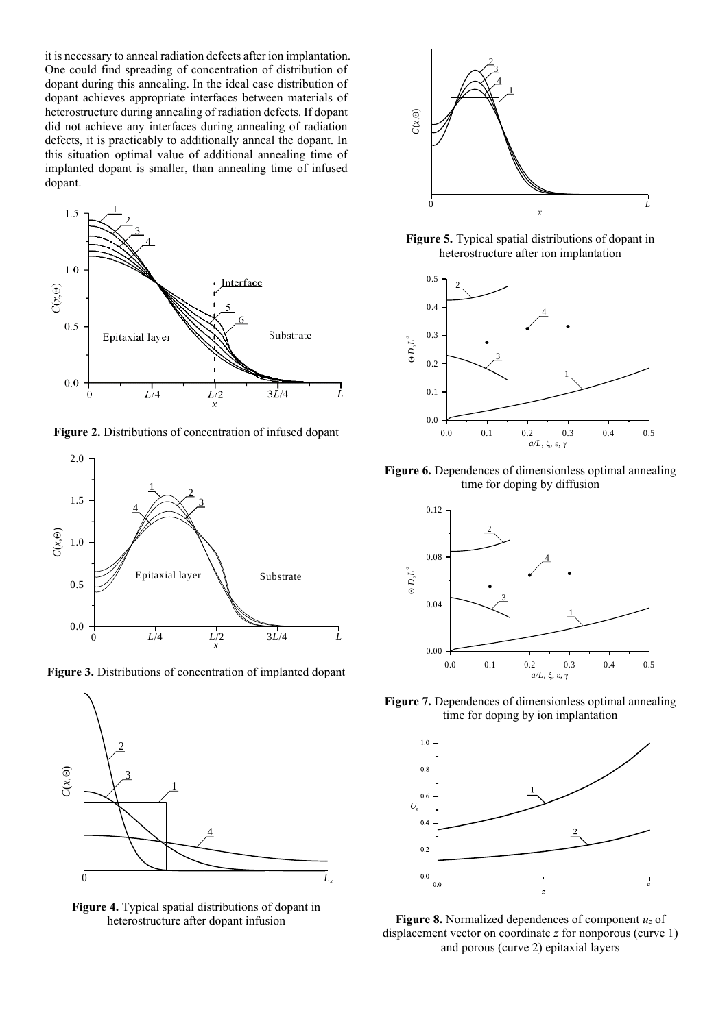it is necessary to anneal radiation defects after ion implantation. One could find spreading of concentration of distribution of dopant during this annealing. In the ideal case distribution of dopant achieves appropriate interfaces between materials of heterostructure during annealing of radiation defects. If dopant did not achieve any interfaces during annealing of radiation defects, it is practicably to additionally anneal the dopant. In this situation optimal value of additional annealing time of implanted dopant is smaller, than annealing time of infused dopant.

**Figure 2.** Distributions of concentration of infused dopant

**Figure 3.** Distributions of concentration of implanted dopant

**Figure 4.** Typical spatial distributions of dopant in heterostructure after dopant infusion

**Figure 5.** Typical spatial distributions of dopant in heterostructure after ion implantation

**Figure 6.** Dependences of dimensionless optimal annealing time for doping by diffusion

**Figure 7.** Dependences of dimensionless optimal annealing time for doping by ion implantation

**Figure 8.** Normalized dependences of component $u_z$ of displacement vector on coordinate $z$ for nonporous (curve 1) and porous (curve 2) epitaxial layers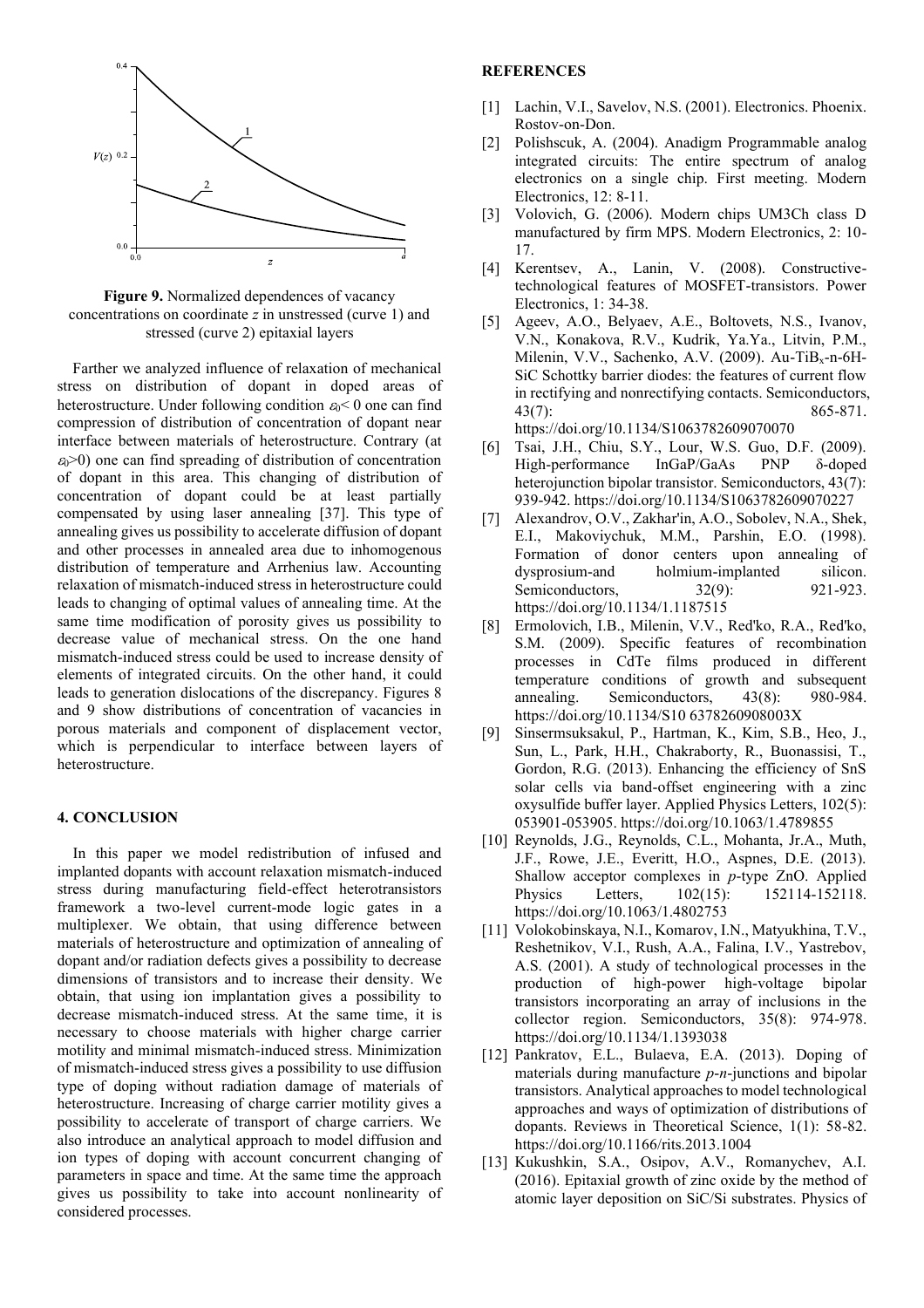**Figure 9.** Normalized dependences of vacancy concentrations on coordinate $z$ in unstressed (curve 1) and stressed (curve 2) epitaxial layers

Farther we analyzed influence of relaxation of mechanical stress on distribution of dopant in doped areas of heterostructure. Under following condition $\varepsilon_0< 0$ one can find compression of distribution of concentration of dopant near interface between materials of heterostructure. Contrary (at $\varepsilon_0>0$) one can find spreading of distribution of concentration of dopant in this area. This changing of distribution of concentration of dopant could be at least partially compensated by using laser annealing [37]. This type of annealing gives us possibility to accelerate diffusion of dopant and other processes in annealed area due to inhomogenous distribution of temperature and Arrhenius law. Accounting relaxation of mismatch-induced stress in heterostructure could leads to changing of optimal values of annealing time. At the same time modification of porosity gives us possibility to decrease value of mechanical stress. On the one hand mismatch-induced stress could be used to increase density of elements of integrated circuits. On the other hand, it could leads to generation dislocations of the discrepancy. Figures 8 and 9 show distributions of concentration of vacancies in porous materials and component of displacement vector, which is perpendicular to interface between layers of heterostructure.

## 4. CONCLUSION

In this paper we model redistribution of infused and implanted dopants with account relaxation mismatch-induced stress during manufacturing field-effect heterotransistors framework a two-level current-mode logic gates in a multiplexer. We obtain, that using difference between materials of heterostructure and optimization of annealing of dopant and/or radiation defects gives a possibility to decrease dimensions of transistors and to increase their density. We obtain, that using ion implantation gives a possibility to decrease mismatch-induced stress. At the same time, it is necessary to choose materials with higher charge carrier motility and minimal mismatch-induced stress. Minimization of mismatch-induced stress gives a possibility to use diffusion type of doping without radiation damage of materials of heterostructure. Increasing of charge carrier motility gives a possibility to accelerate of transport of charge carriers. We also introduce an analytical approach to model diffusion and ion types of doping with account concurrent changing of parameters in space and time. At the same time the approach gives us possibility to take into account nonlinearity of considered processes.

## REFERENCES

[1] Lachin, V.I., Savelov, N.S. (2001). Electronics. Phoenix. Rostov-on-Don.

[2] Polishscuk, A. (2004). Anadigm Programmable analog integrated circuits: The entire spectrum of analog electronics on a single chip. First meeting. Modern Electronics, 12: 8-11.

[3] Volovich, G. (2006). Modern chips UM3Ch class D manufactured by firm MPS. Modern Electronics, 2: 10-17.

[4] Kerentsev, A., Lanin, V. (2008). Constructive-technological features of MOSFET-transistors. Power Electronics, 1: 34-38.

[5] Ageev, A.O., Belyaev, A.E., Boltovets, N.S., Ivanov, V.N., Konakova, R.V., Kudrik, Ya.Ya., Litvin, P.M., Milenin, V.V., Sachenko, A.V. (2009). Au-TiB$_x$-n-6H-SiC Schottky barrier diodes: the features of current flow in rectifying and nonrectifying contacts. Semiconductors, 43(7): 865-871. https://doi.org/10.1134/S1063782609070070

[6] Tsai, J.H., Chiu, S.Y., Lour, W.S. Guo, D.F. (2009). High-performance InGaP/GaAs PNP δ-doped heterojunction bipolar transistor. Semiconductors, 43(7): 939-942. https://doi.org/10.1134/S1063782609070227

[7] Alexandrov, O.V., Zakhar'in, A.O., Sobolev, N.A., Shek, E.I., Makoviychuk, M.M., Parshin, E.O. (1998). Formation of donor centers upon annealing of dysprosium-and holmium-implanted silicon. Semiconductors, 32(9): 921-923. https://doi.org/10.1134/1.1187515

[8] Ermolovich, I.B., Milenin, V.V., Red'ko, R.A., Red'ko, S.M. (2009). Specific features of recombination processes in CdTe films produced in different temperature conditions of growth and subsequent annealing. Semiconductors, 43(8): 980-984. https://doi.org/10.1134/S10 6378260908003X

[9] Sinsermsuksakul, P., Hartman, K., Kim, S.B., Heo, J., Sun, L., Park, H.H., Chakraborty, R., Buonassisi, T., Gordon, R.G. (2013). Enhancing the efficiency of SnS solar cells via band-offset engineering with a zinc oxysulfide buffer layer. Applied Physics Letters, 102(5): 053901-053905. https://doi.org/10.1063/1.4789855

[10] Reynolds, J.G., Reynolds, C.L., Mohanta, Jr.A., Muth, J.F., Rowe, J.E., Everitt, H.O., Aspnes, D.E. (2013). Shallow acceptor complexes in *p*-type ZnO. Applied Physics Letters, 102(15): 152114-152118. https://doi.org/10.1063/1.4802753

[11] Volokobinskaya, N.I., Komarov, I.N., Matyukhina, T.V., Reshetnikov, V.I., Rush, A.A., Falina, I.V., Yastrebov, A.S. (2001). A study of technological processes in the production of high-power high-voltage bipolar transistors incorporating an array of inclusions in the collector region. Semiconductors, 35(8): 974-978. https://doi.org/10.1134/1.1393038

[12] Pankratov, E.L., Bulaeva, E.A. (2013). Doping of materials during manufacture *p-n*-junctions and bipolar transistors. Analytical approaches to model technological approaches and ways of optimization of distributions of dopants. Reviews in Theoretical Science, 1(1): 58-82. https://doi.org/10.1166/rits.2013.1004

[13] Kukushkin, S.A., Osipov, A.V., Romanychev, A.I. (2016). Epitaxial growth of zinc oxide by the method of atomic layer deposition on SiC/Si substrates. Physics of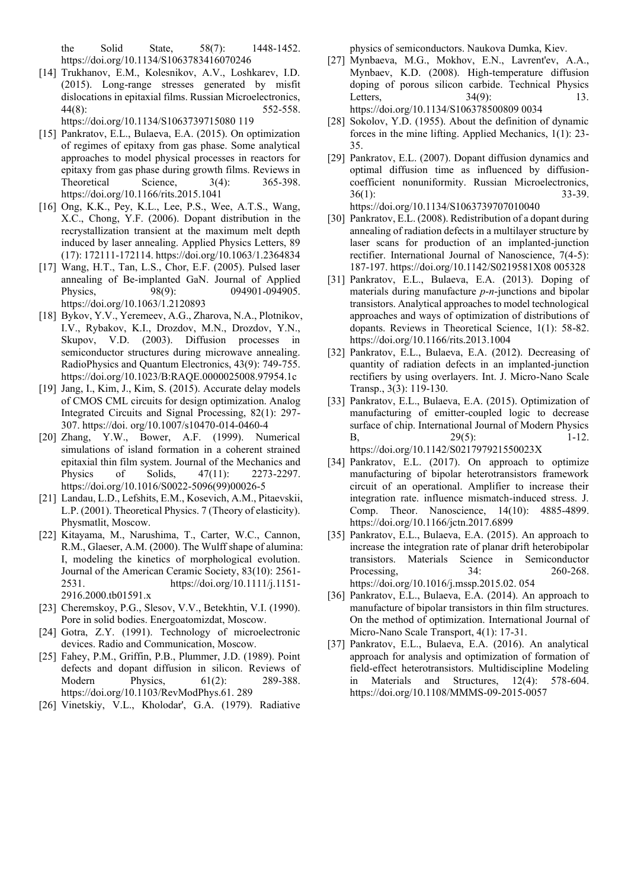the Solid State, 58(7): 1448-1452. https://doi.org/10.1134/S1063783416070246

[14] Trukhanov, E.M., Kolesnikov, A.V., Loshkarev, I.D. (2015). Long-range stresses generated by misfit dislocations in epitaxial films. Russian Microelectronics, 44(8): 552-558. https://doi.org/10.1134/S1063739715080 119

[15] Pankratov, E.L., Bulaeva, E.A. (2015). On optimization of regimes of epitaxy from gas phase. Some analytical approaches to model physical processes in reactors for epitaxy from gas phase during growth films. Reviews in Theoretical Science, 3(4): 365-398. https://doi.org/10.1166/rits.2015.1041

[16] Ong, K.K., Pey, K.L., Lee, P.S., Wee, A.T.S., Wang, X.C., Chong, Y.F. (2006). Dopant distribution in the recrystallization transient at the maximum melt depth induced by laser annealing. Applied Physics Letters, 89 (17): 172111-172114. https://doi.org/10.1063/1.2364834

[17] Wang, H.T., Tan, L.S., Chor, E.F. (2005). Pulsed laser annealing of Be-implanted GaN. Journal of Applied Physics, 98(9): 094901-094905. https://doi.org/10.1063/1.2120893

[18] Bykov, Y.V., Yeremeev, A.G., Zharova, N.A., Plotnikov, I.V., Rybakov, K.I., Drozdov, M.N., Drozdov, Y.N., Skupov, V.D. (2003). Diffusion processes in semiconductor structures during microwave annealing. RadioPhysics and Quantum Electronics, 43(9): 749-755. https://doi.org/10.1023/B:RAQE.0000025008.97954.1c

[19] Jang, I., Kim, J., Kim, S. (2015). Accurate delay models of CMOS CML circuits for design optimization. Analog Integrated Circuits and Signal Processing, 82(1): 297-307. https://doi. org/10.1007/s10470-014-0460-4

[20] Zhang, Y.W., Bower, A.F. (1999). Numerical simulations of island formation in a coherent strained epitaxial thin film system. Journal of the Mechanics and Physics of Solids, 47(11): 2273-2297. https://doi.org/10.1016/S0022-5096(99)00026-5

[21] Landau, L.D., Lefshits, E.M., Kosevich, A.M., Pitaevskii, L.P. (2001). Theoretical Physics. 7 (Theory of elasticity). Physmatlit, Moscow.

[22] Kitayama, M., Narushima, T., Carter, W.C., Cannon, R.M., Glaeser, A.M. (2000). The Wulff shape of alumina: I, modeling the kinetics of morphological evolution. Journal of the American Ceramic Society, 83(10): 2561-2531. https://doi.org/10.1111/j.1151-2916.2000.tb01591.x

[23] Cheremskoy, P.G., Slesov, V.V., Betekhtin, V.I. (1990). Pore in solid bodies. Energoatomizdat, Moscow.

[24] Gotra, Z.Y. (1991). Technology of microelectronic devices. Radio and Communication, Moscow.

[25] Fahey, P.M., Griffin, P.B., Plummer, J.D. (1989). Point defects and dopant diffusion in silicon. Reviews of Modern Physics, 61(2): 289-388. https://doi.org/10.1103/RevModPhys.61. 289

[26] Vinetskiy, V.L., Kholodar', G.A. (1979). Radiative physics of semiconductors. Naukova Dumka, Kiev.

[27] Mynbaeva, M.G., Mokhov, E.N., Lavrent'ev, A.A., Mynbaev, K.D. (2008). High-temperature diffusion doping of porous silicon carbide. Technical Physics Letters, 34(9): 13. https://doi.org/10.1134/S106378500809 0034

[28] Sokolov, Y.D. (1955). About the definition of dynamic forces in the mine lifting. Applied Mechanics, 1(1): 23-35.

[29] Pankratov, E.L. (2007). Dopant diffusion dynamics and optimal diffusion time as influenced by diffusion-coefficient nonuniformity. Russian Microelectronics, 36(1): 33-39. https://doi.org/10.1134/S1063739707010040

[30] Pankratov, E.L. (2008). Redistribution of a dopant during annealing of radiation defects in a multilayer structure by laser scans for production of an implanted-junction rectifier. International Journal of Nanoscience, 7(4-5): 187-197. https://doi.org/10.1142/S0219581X08 005328

[31] Pankratov, E.L., Bulaeva, E.A. (2013). Doping of materials during manufacture *p-n*-junctions and bipolar transistors. Analytical approaches to model technological approaches and ways of optimization of distributions of dopants. Reviews in Theoretical Science, 1(1): 58-82. https://doi.org/10.1166/rits.2013.1004

[32] Pankratov, E.L., Bulaeva, E.A. (2012). Decreasing of quantity of radiation defects in an implanted-junction rectifiers by using overlayers. Int. J. Micro-Nano Scale Transp., 3(3): 119-130.

[33] Pankratov, E.L., Bulaeva, E.A. (2015). Optimization of manufacturing of emitter-coupled logic to decrease surface of chip. International Journal of Modern Physics B, 29(5): 1-12. https://doi.org/10.1142/S021797921550023X

[34] Pankratov, E.L. (2017). On approach to optimize manufacturing of bipolar heterotransistors framework circuit of an operational. Amplifier to increase their integration rate. influence mismatch-induced stress. J. Comp. Theor. Nanoscience, 14(10): 4885-4899. https://doi.org/10.1166/jctn.2017.6899

[35] Pankratov, E.L., Bulaeva, E.A. (2015). An approach to increase the integration rate of planar drift heterobipolar transistors. Materials Science in Semiconductor Processing, 34: 260-268. https://doi.org/10.1016/j.mssp.2015.02. 054

[36] Pankratov, E.L., Bulaeva, E.A. (2014). An approach to manufacture of bipolar transistors in thin film structures. On the method of optimization. International Journal of Micro-Nano Scale Transport, 4(1): 17-31.

[37] Pankratov, E.L., Bulaeva, E.A. (2016). An analytical approach for analysis and optimization of formation of field-effect heterotransistors. Multidiscipline Modeling in Materials and Structures, 12(4): 578-604. https://doi.org/10.1108/MMMS-09-2015-0057